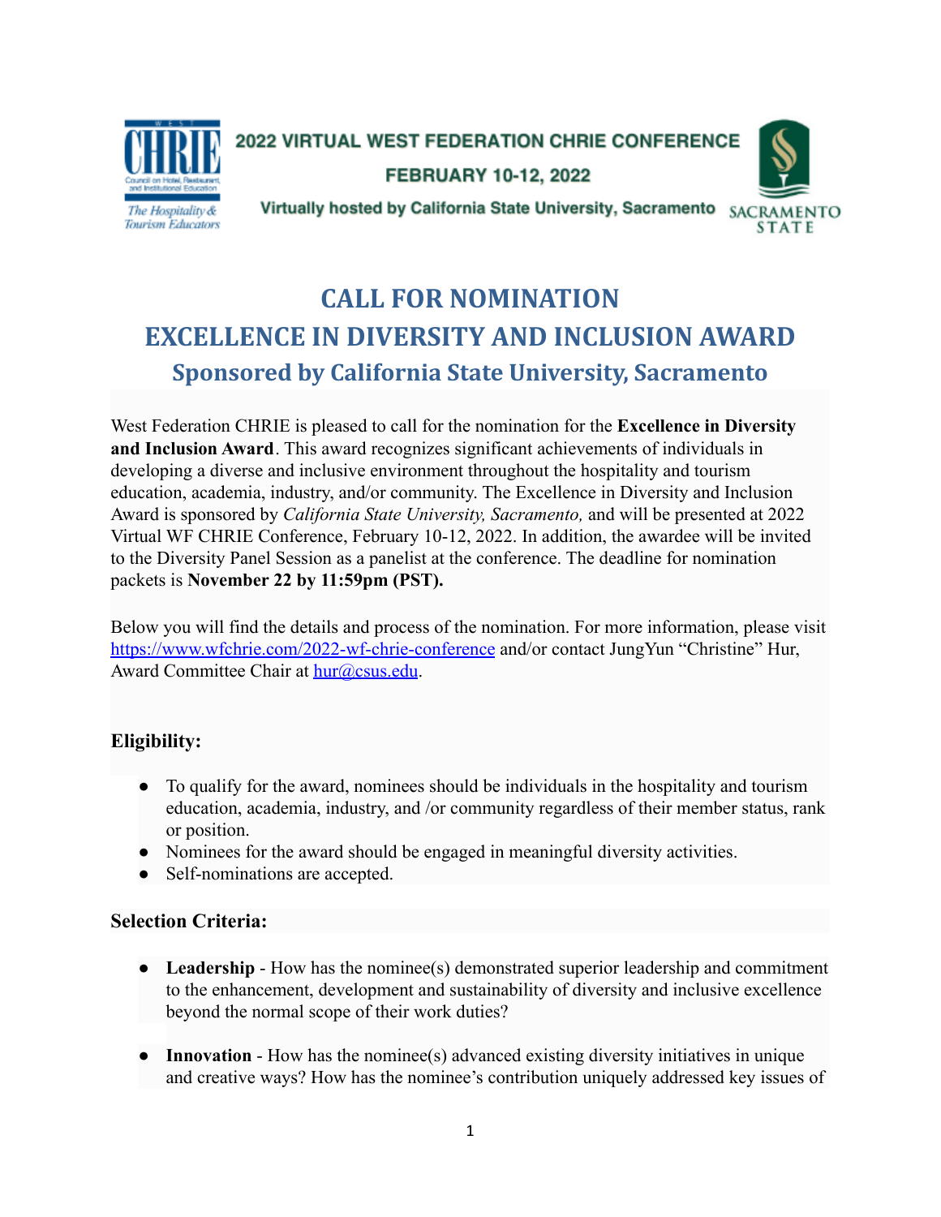2022 VIRTUAL WEST FEDERATION CHRIE CONFERENCE

FEBRUARY 10-12, 2022

Virtually hosted by California State University, Sacramento

# CALL FOR NOMINATION

# EXCELLENCE IN DIVERSITY AND INCLUSION AWARD

## Sponsored by California State University, Sacramento

West Federation CHRIE is pleased to call for the nomination for the **Excellence in Diversity and Inclusion Award**. This award recognizes significant achievements of individuals in developing a diverse and inclusive environment throughout the hospitality and tourism education, academia, industry, and/or community. The Excellence in Diversity and Inclusion Award is sponsored by *California State University, Sacramento,* and will be presented at 2022 Virtual WF CHRIE Conference, February 10-12, 2022. In addition, the awardee will be invited to the Diversity Panel Session as a panelist at the conference. The deadline for nomination packets is **November 22 by 11:59pm (PST).**

Below you will find the details and process of the nomination. For more information, please visit https://www.wfchrie.com/2022-wf-chrie-conference and/or contact JungYun "Christine" Hur, Award Committee Chair at hur@csus.edu.

### Eligibility:

- To qualify for the award, nominees should be individuals in the hospitality and tourism education, academia, industry, and /or community regardless of their member status, rank or position.
- Nominees for the award should be engaged in meaningful diversity activities.
- Self-nominations are accepted.

### Selection Criteria:

- **Leadership** - How has the nominee(s) demonstrated superior leadership and commitment to the enhancement, development and sustainability of diversity and inclusive excellence beyond the normal scope of their work duties?
- **Innovation** - How has the nominee(s) advanced existing diversity initiatives in unique and creative ways? How has the nominee's contribution uniquely addressed key issues of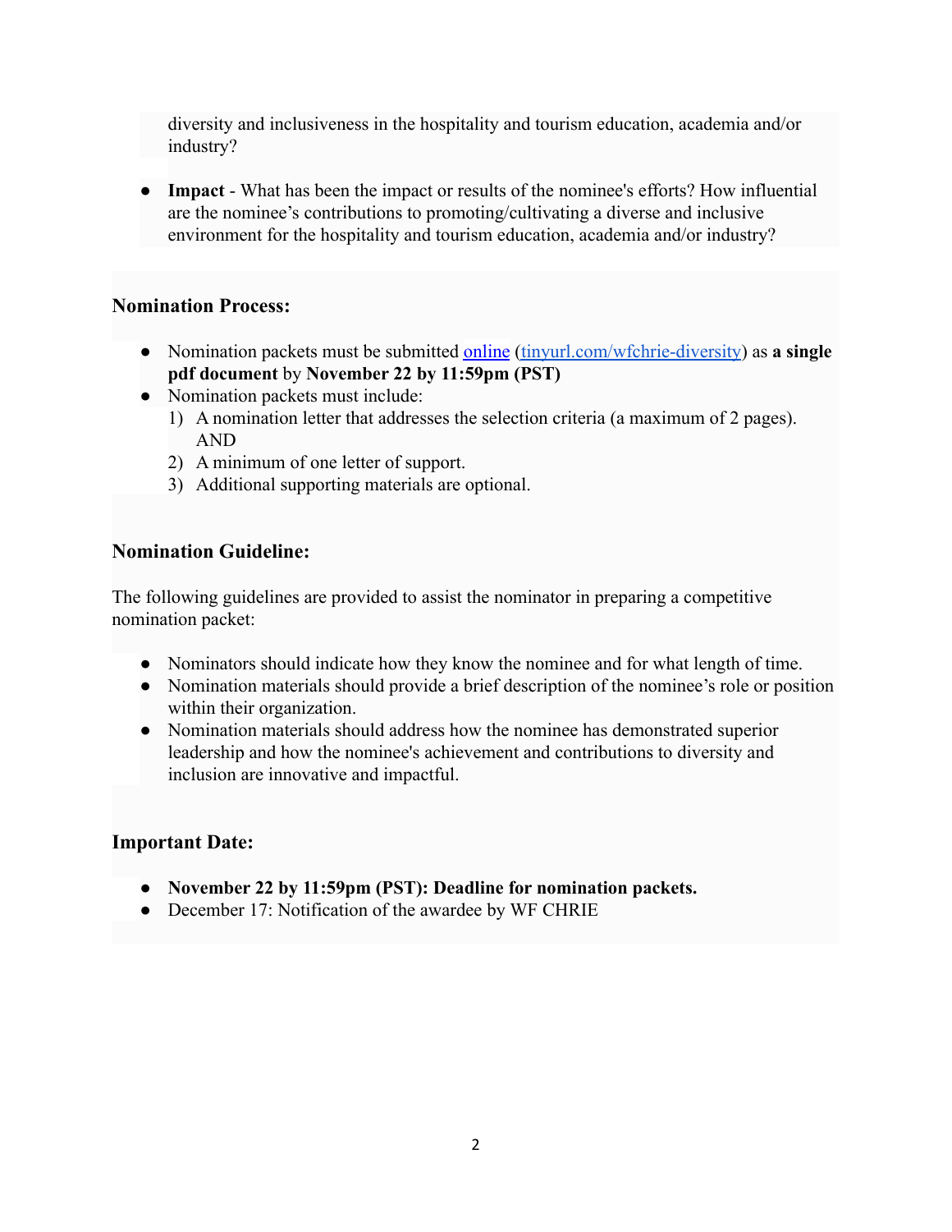diversity and inclusiveness in the hospitality and tourism education, academia and/or industry?

- **Impact** - What has been the impact or results of the nominee's efforts? How influential are the nominee's contributions to promoting/cultivating a diverse and inclusive environment for the hospitality and tourism education, academia and/or industry?

### Nomination Process:

- Nomination packets must be submitted online (tinyurl.com/wfchrie-diversity) as **a single pdf document** by **November 22 by 11:59pm (PST)**
- Nomination packets must include:
  1) A nomination letter that addresses the selection criteria (a maximum of 2 pages). AND
  2) A minimum of one letter of support.
  3) Additional supporting materials are optional.

### Nomination Guideline:

The following guidelines are provided to assist the nominator in preparing a competitive nomination packet:

- Nominators should indicate how they know the nominee and for what length of time.
- Nomination materials should provide a brief description of the nominee's role or position within their organization.
- Nomination materials should address how the nominee has demonstrated superior leadership and how the nominee's achievement and contributions to diversity and inclusion are innovative and impactful.

### Important Date:

- **November 22 by 11:59pm (PST): Deadline for nomination packets.**
- December 17: Notification of the awardee by WF CHRIE